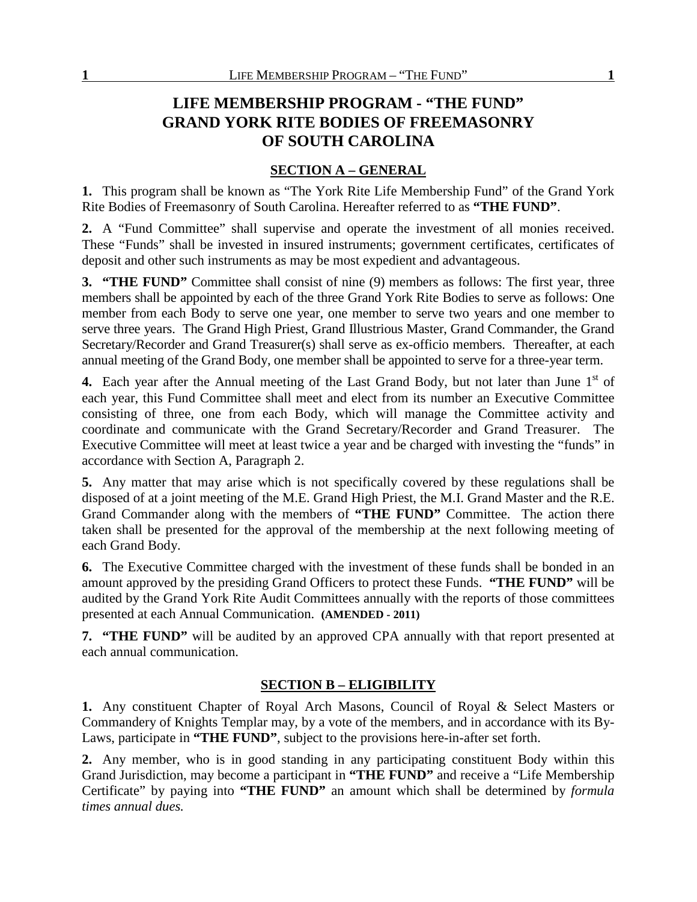# LIFE MEMBERSHIP PROGRAM - "THE FUND"
# GRAND YORK RITE BODIES OF FREEMASONRY OF SOUTH CAROLINA

## SECTION A – GENERAL

**1.** This program shall be known as "The York Rite Life Membership Fund" of the Grand York Rite Bodies of Freemasonry of South Carolina. Hereafter referred to as **"THE FUND"**.

**2.** A "Fund Committee" shall supervise and operate the investment of all monies received. These "Funds" shall be invested in insured instruments; government certificates, certificates of deposit and other such instruments as may be most expedient and advantageous.

**3. "THE FUND"** Committee shall consist of nine (9) members as follows: The first year, three members shall be appointed by each of the three Grand York Rite Bodies to serve as follows: One member from each Body to serve one year, one member to serve two years and one member to serve three years. The Grand High Priest, Grand Illustrious Master, Grand Commander, the Grand Secretary/Recorder and Grand Treasurer(s) shall serve as ex-officio members. Thereafter, at each annual meeting of the Grand Body, one member shall be appointed to serve for a three-year term.

**4.** Each year after the Annual meeting of the Last Grand Body, but not later than June 1st of each year, this Fund Committee shall meet and elect from its number an Executive Committee consisting of three, one from each Body, which will manage the Committee activity and coordinate and communicate with the Grand Secretary/Recorder and Grand Treasurer. The Executive Committee will meet at least twice a year and be charged with investing the "funds" in accordance with Section A, Paragraph 2.

**5.** Any matter that may arise which is not specifically covered by these regulations shall be disposed of at a joint meeting of the M.E. Grand High Priest, the M.I. Grand Master and the R.E. Grand Commander along with the members of **"THE FUND"** Committee. The action there taken shall be presented for the approval of the membership at the next following meeting of each Grand Body.

**6.** The Executive Committee charged with the investment of these funds shall be bonded in an amount approved by the presiding Grand Officers to protect these Funds. **"THE FUND"** will be audited by the Grand York Rite Audit Committees annually with the reports of those committees presented at each Annual Communication. **(AMENDED - 2011)**

**7. "THE FUND"** will be audited by an approved CPA annually with that report presented at each annual communication.

## SECTION B – ELIGIBILITY

**1.** Any constituent Chapter of Royal Arch Masons, Council of Royal & Select Masters or Commandery of Knights Templar may, by a vote of the members, and in accordance with its By-Laws, participate in **"THE FUND"**, subject to the provisions here-in-after set forth.

**2.** Any member, who is in good standing in any participating constituent Body within this Grand Jurisdiction, may become a participant in **"THE FUND"** and receive a "Life Membership Certificate" by paying into **"THE FUND"** an amount which shall be determined by *formula times annual dues.*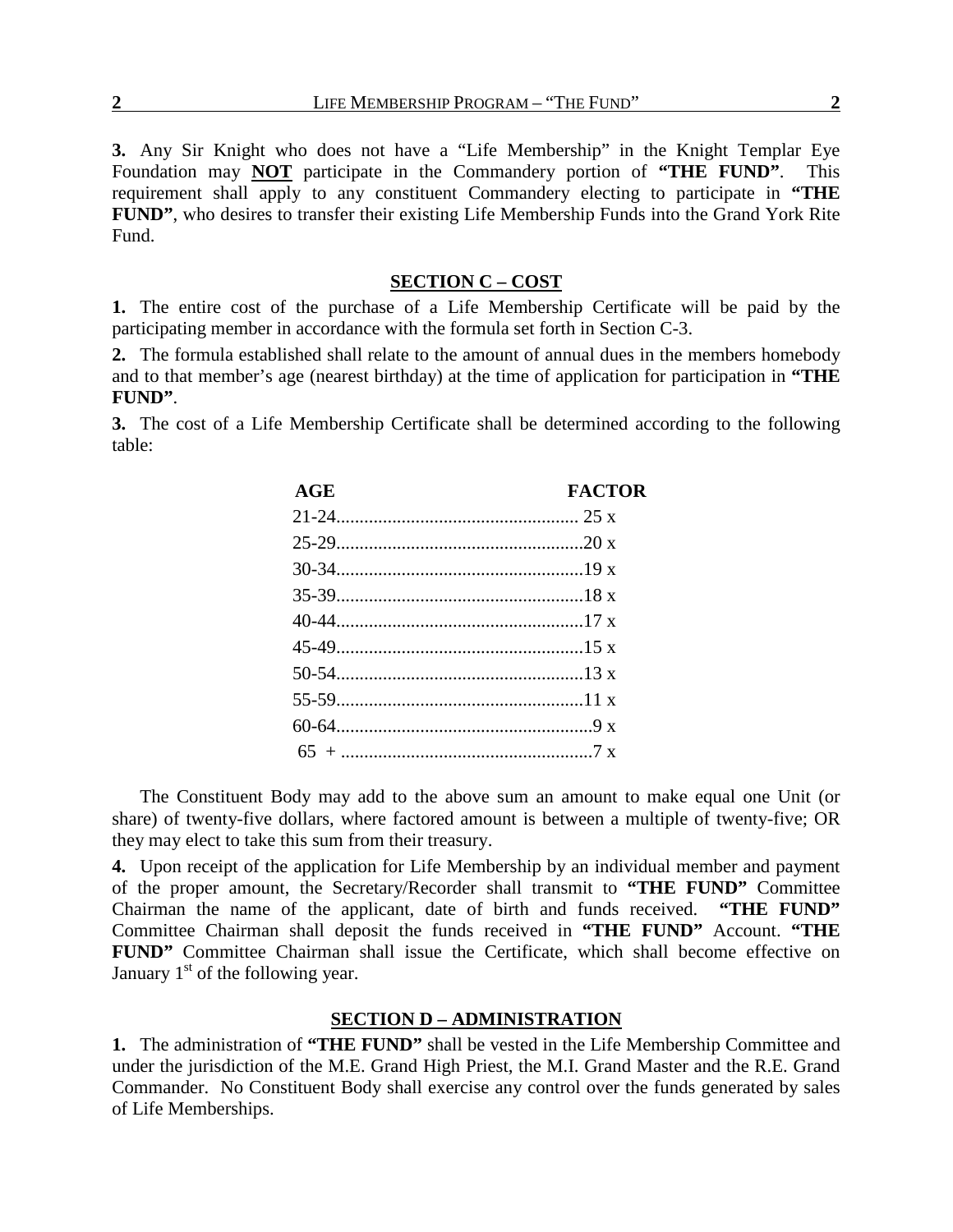**3.** Any Sir Knight who does not have a "Life Membership" in the Knight Templar Eye Foundation may **NOT** participate in the Commandery portion of **"THE FUND"**. This requirement shall apply to any constituent Commandery electing to participate in **"THE FUND"**, who desires to transfer their existing Life Membership Funds into the Grand York Rite Fund.

## SECTION C – COST

**1.** The entire cost of the purchase of a Life Membership Certificate will be paid by the participating member in accordance with the formula set forth in Section C-3.

**2.** The formula established shall relate to the amount of annual dues in the members homebody and to that member's age (nearest birthday) at the time of application for participation in **"THE FUND"**.

**3.** The cost of a Life Membership Certificate shall be determined according to the following table:

| AGE | FACTOR |
|---|---|
| 21-24 | 25 x |
| 25-29 | 20 x |
| 30-34 | 19 x |
| 35-39 | 18 x |
| 40-44 | 17 x |
| 45-49 | 15 x |
| 50-54 | 13 x |
| 55-59 | 11 x |
| 60-64 | 9 x |
| 65 + | 7 x |

The Constituent Body may add to the above sum an amount to make equal one Unit (or share) of twenty-five dollars, where factored amount is between a multiple of twenty-five; OR they may elect to take this sum from their treasury.

**4.** Upon receipt of the application for Life Membership by an individual member and payment of the proper amount, the Secretary/Recorder shall transmit to **"THE FUND"** Committee Chairman the name of the applicant, date of birth and funds received. **"THE FUND"** Committee Chairman shall deposit the funds received in **"THE FUND"** Account. **"THE FUND"** Committee Chairman shall issue the Certificate, which shall become effective on January 1st of the following year.

## SECTION D – ADMINISTRATION

**1.** The administration of **"THE FUND"** shall be vested in the Life Membership Committee and under the jurisdiction of the M.E. Grand High Priest, the M.I. Grand Master and the R.E. Grand Commander. No Constituent Body shall exercise any control over the funds generated by sales of Life Memberships.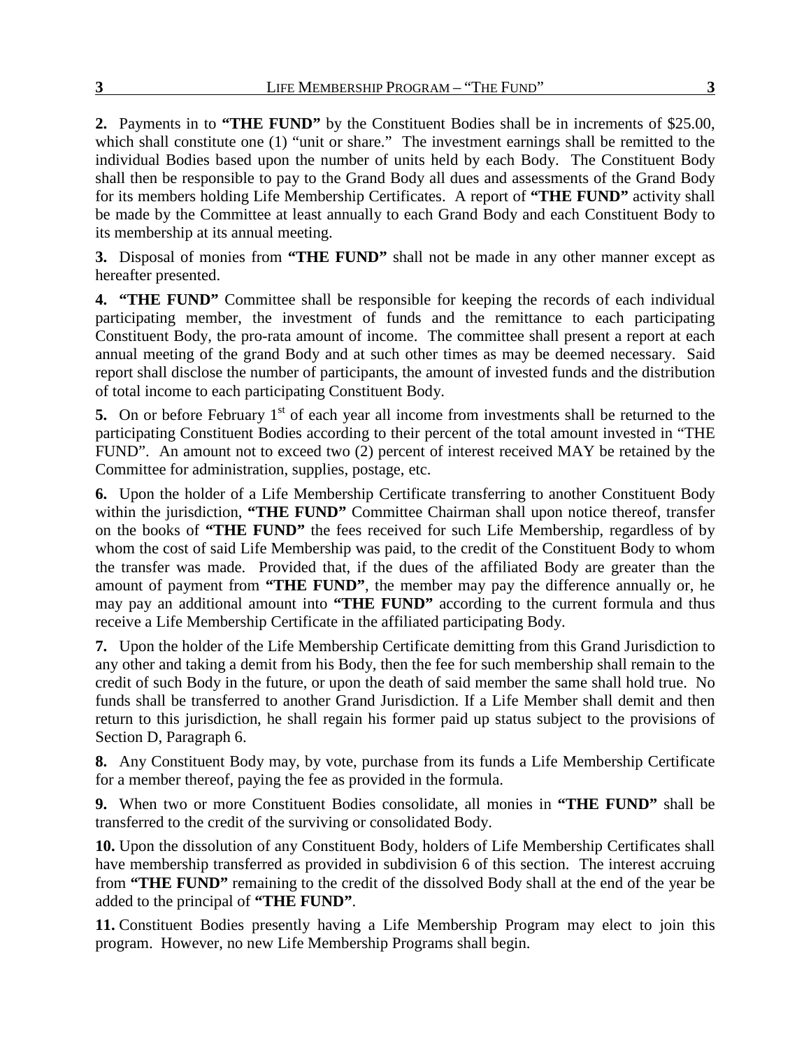**2.** Payments in to **"THE FUND"** by the Constituent Bodies shall be in increments of $25.00, which shall constitute one (1) "unit or share." The investment earnings shall be remitted to the individual Bodies based upon the number of units held by each Body. The Constituent Body shall then be responsible to pay to the Grand Body all dues and assessments of the Grand Body for its members holding Life Membership Certificates. A report of **"THE FUND"** activity shall be made by the Committee at least annually to each Grand Body and each Constituent Body to its membership at its annual meeting.

**3.** Disposal of monies from **"THE FUND"** shall not be made in any other manner except as hereafter presented.

**4.** **"THE FUND"** Committee shall be responsible for keeping the records of each individual participating member, the investment of funds and the remittance to each participating Constituent Body, the pro-rata amount of income. The committee shall present a report at each annual meeting of the grand Body and at such other times as may be deemed necessary. Said report shall disclose the number of participants, the amount of invested funds and the distribution of total income to each participating Constituent Body.

**5.** On or before February 1st of each year all income from investments shall be returned to the participating Constituent Bodies according to their percent of the total amount invested in "THE FUND". An amount not to exceed two (2) percent of interest received MAY be retained by the Committee for administration, supplies, postage, etc.

**6.** Upon the holder of a Life Membership Certificate transferring to another Constituent Body within the jurisdiction, **"THE FUND"** Committee Chairman shall upon notice thereof, transfer on the books of **"THE FUND"** the fees received for such Life Membership, regardless of by whom the cost of said Life Membership was paid, to the credit of the Constituent Body to whom the transfer was made. Provided that, if the dues of the affiliated Body are greater than the amount of payment from **"THE FUND"**, the member may pay the difference annually or, he may pay an additional amount into **"THE FUND"** according to the current formula and thus receive a Life Membership Certificate in the affiliated participating Body.

**7.** Upon the holder of the Life Membership Certificate demitting from this Grand Jurisdiction to any other and taking a demit from his Body, then the fee for such membership shall remain to the credit of such Body in the future, or upon the death of said member the same shall hold true. No funds shall be transferred to another Grand Jurisdiction. If a Life Member shall demit and then return to this jurisdiction, he shall regain his former paid up status subject to the provisions of Section D, Paragraph 6.

**8.** Any Constituent Body may, by vote, purchase from its funds a Life Membership Certificate for a member thereof, paying the fee as provided in the formula.

**9.** When two or more Constituent Bodies consolidate, all monies in **"THE FUND"** shall be transferred to the credit of the surviving or consolidated Body.

**10.** Upon the dissolution of any Constituent Body, holders of Life Membership Certificates shall have membership transferred as provided in subdivision 6 of this section. The interest accruing from **"THE FUND"** remaining to the credit of the dissolved Body shall at the end of the year be added to the principal of **"THE FUND"**.

**11.** Constituent Bodies presently having a Life Membership Program may elect to join this program. However, no new Life Membership Programs shall begin.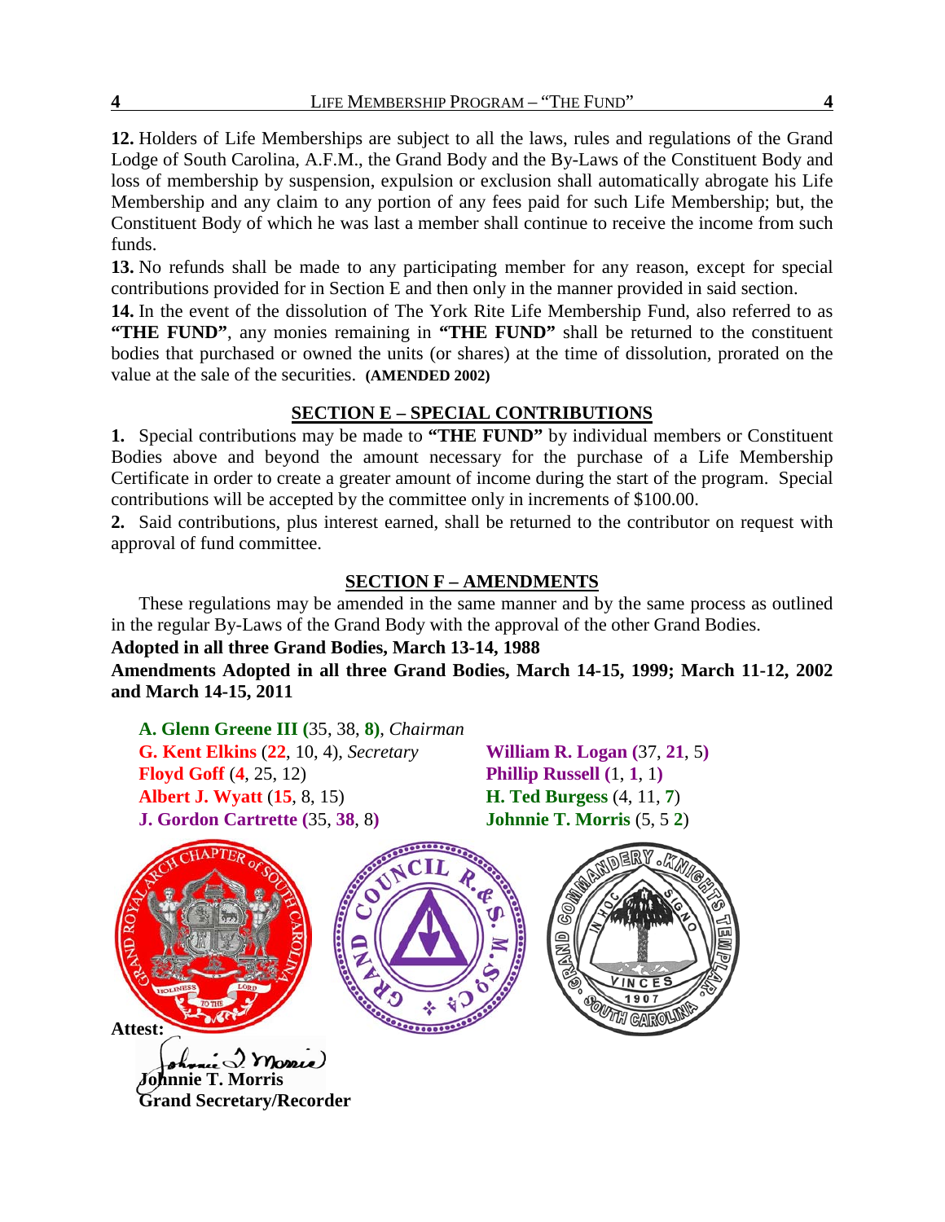**12.** Holders of Life Memberships are subject to all the laws, rules and regulations of the Grand Lodge of South Carolina, A.F.M., the Grand Body and the By-Laws of the Constituent Body and loss of membership by suspension, expulsion or exclusion shall automatically abrogate his Life Membership and any claim to any portion of any fees paid for such Life Membership; but, the Constituent Body of which he was last a member shall continue to receive the income from such funds.

**13.** No refunds shall be made to any participating member for any reason, except for special contributions provided for in Section E and then only in the manner provided in said section.

**14.** In the event of the dissolution of The York Rite Life Membership Fund, also referred to as **"THE FUND"**, any monies remaining in **"THE FUND"** shall be returned to the constituent bodies that purchased or owned the units (or shares) at the time of dissolution, prorated on the value at the sale of the securities. **(AMENDED 2002)**

## SECTION E – SPECIAL CONTRIBUTIONS

**1.** Special contributions may be made to **"THE FUND"** by individual members or Constituent Bodies above and beyond the amount necessary for the purchase of a Life Membership Certificate in order to create a greater amount of income during the start of the program. Special contributions will be accepted by the committee only in increments of $100.00.

**2.** Said contributions, plus interest earned, shall be returned to the contributor on request with approval of fund committee.

## SECTION F – AMENDMENTS

These regulations may be amended in the same manner and by the same process as outlined in the regular By-Laws of the Grand Body with the approval of the other Grand Bodies.

**Adopted in all three Grand Bodies, March 13-14, 1988**

**Amendments Adopted in all three Grand Bodies, March 14-15, 1999; March 11-12, 2002 and March 14-15, 2011**

**A. Glenn Greene III** (35, 38, **8**), *Chairman*
**G. Kent Elkins** (**22**, 10, 4), *Secretary*
**Floyd Goff** (**4**, 25, 12)
**Albert J. Wyatt** (**15**, 8, 15)
**J. Gordon Cartrette** (35, **38**, 8)
**William R. Logan** (37, **21**, 5)
**Phillip Russell** (1, **1**, 1)
**H. Ted Burgess** (4, 11, **7**)
**Johnnie T. Morris** (5, 5 **2**)

**Attest:**

**Johnnie T. Morris**
**Grand Secretary/Recorder**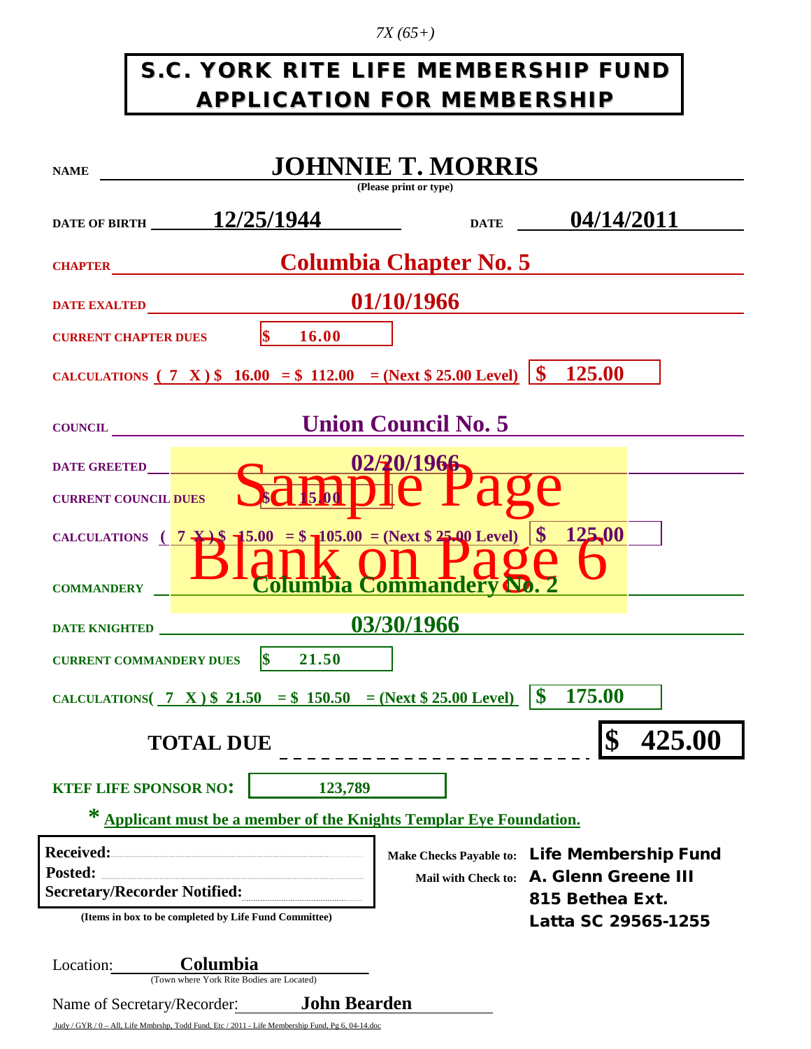*7X (65+)*

# S.C. YORK RITE LIFE MEMBERSHIP FUND APPLICATION FOR MEMBERSHIP

**NAME** JOHNNIE T. MORRIS
(Please print or type)

**DATE OF BIRTH** 12/25/1944 **DATE** 04/14/2011

**CHAPTER** Columbia Chapter No. 5

**DATE EXALTED** 01/10/1966

**CURRENT CHAPTER DUES** $ 16.00

**CALCULATIONS** ( 7 X ) $ 16.00 = $ 112.00 = (Next $ 25.00 Level) $ 125.00

**COUNCIL** Union Council No. 5

**DATE GREETED** 02/20/1966

**CURRENT COUNCIL DUES** $ 15.00

**CALCULATIONS** ( 7 X ) $ 15.00 = $ 105.00 = (Next $ 25.00 Level) $ 125.00

Sample Page
Blank on Page 6

**COMMANDERY** Columbia Commandery No. 2

**DATE KNIGHTED** 03/30/1966

**CURRENT COMMANDERY DUES** $ 21.50

**CALCULATIONS** ( 7 X ) $ 21.50 = $ 150.50 = (Next $ 25.00 Level) $ 175.00

**TOTAL DUE** $ 425.00

**KTEF LIFE SPONSOR NO:** 123,789

\* Applicant must be a member of the Knights Templar Eye Foundation.

**Received:**
**Posted:**
**Secretary/Recorder Notified:**

(Items in box to be completed by Life Fund Committee)

Make Checks Payable to: **Life Membership Fund**
Mail with Check to: **A. Glenn Greene III**
**815 Bethea Ext.**
**Latta SC 29565-1255**

Location: **Columbia**
(Town where York Rite Bodies are Located)

Name of Secretary/Recorder: **John Bearden**

Judy / GYR / 0 – All, Life Mmbrshp, Todd Fund, Etc / 2011 - Life Membership Fund, Pg 6, 04-14.doc